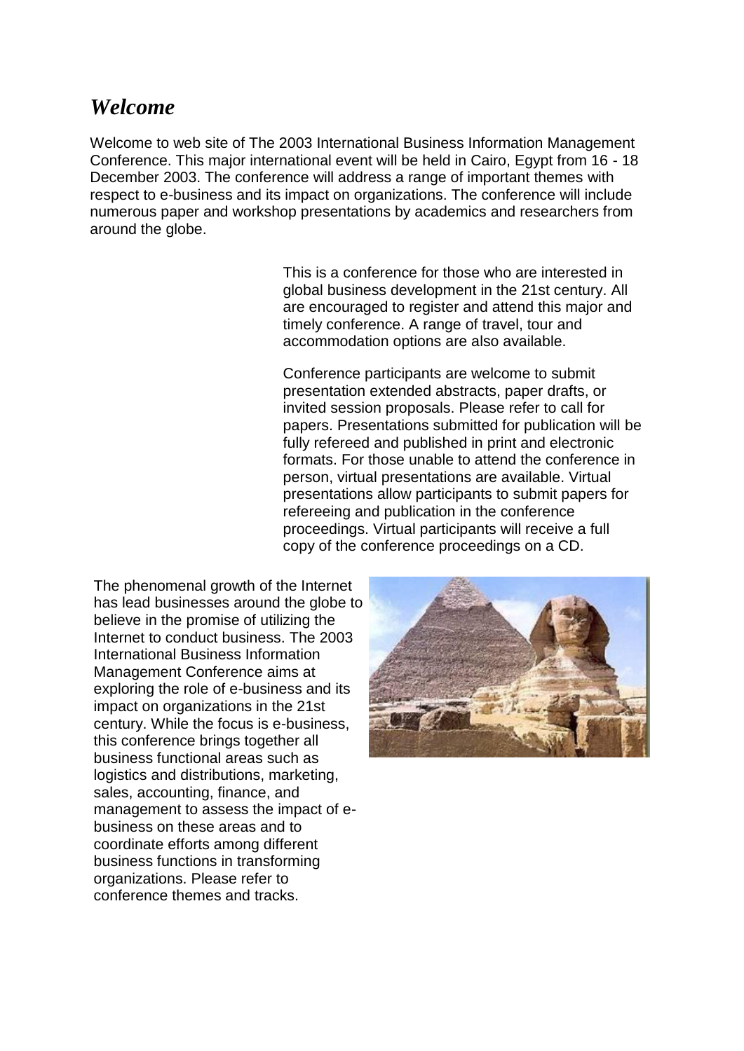# *Welcome*

Welcome to web site of The 2003 International Business Information Management Conference. This major international event will be held in Cairo, Egypt from 16 - 18 December 2003. The conference will address a range of important themes with respect to e-business and its impact on organizations. The conference will include numerous paper and workshop presentations by academics and researchers from around the globe.

This is a conference for those who are interested in global business development in the 21st century. All are encouraged to register and attend this major and timely conference. A range of travel, tour and accommodation options are also available.

Conference participants are welcome to submit presentation extended abstracts, paper drafts, or invited session proposals. Please refer to call for papers. Presentations submitted for publication will be fully refereed and published in print and electronic formats. For those unable to attend the conference in person, virtual presentations are available. Virtual presentations allow participants to submit papers for refereeing and publication in the conference proceedings. Virtual participants will receive a full copy of the conference proceedings on a CD.

The phenomenal growth of the Internet has lead businesses around the globe to believe in the promise of utilizing the Internet to conduct business. The 2003 International Business Information Management Conference aims at exploring the role of e-business and its impact on organizations in the 21st century. While the focus is e-business, this conference brings together all business functional areas such as logistics and distributions, marketing, sales, accounting, finance, and management to assess the impact of e-business on these areas and to coordinate efforts among different business functions in transforming organizations. Please refer to conference themes and tracks.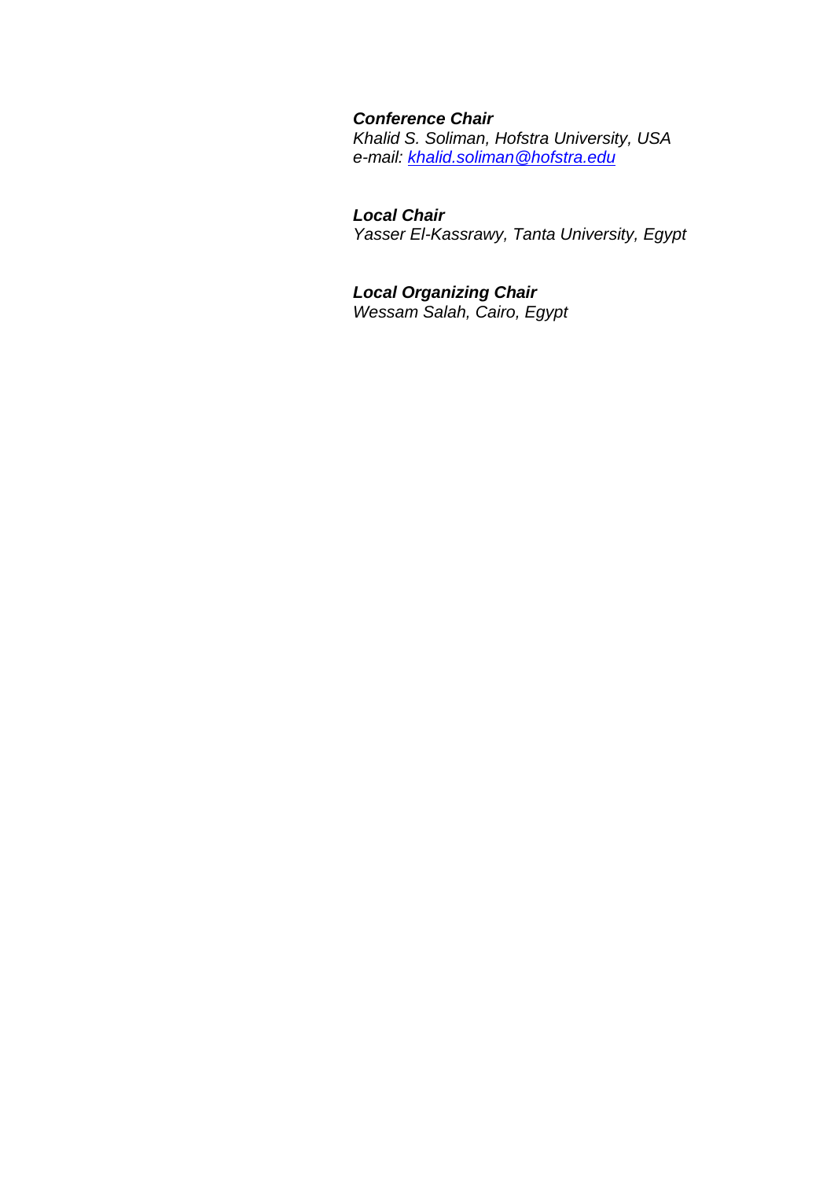***Conference Chair***
*Khalid S. Soliman, Hofstra University, USA*
*e-mail: [khalid.soliman@hofstra.edu](mailto:khalid.soliman@hofstra.edu)*

***Local Chair***
*Yasser El-Kassrawy, Tanta University, Egypt*

***Local Organizing Chair***
*Wessam Salah, Cairo, Egypt*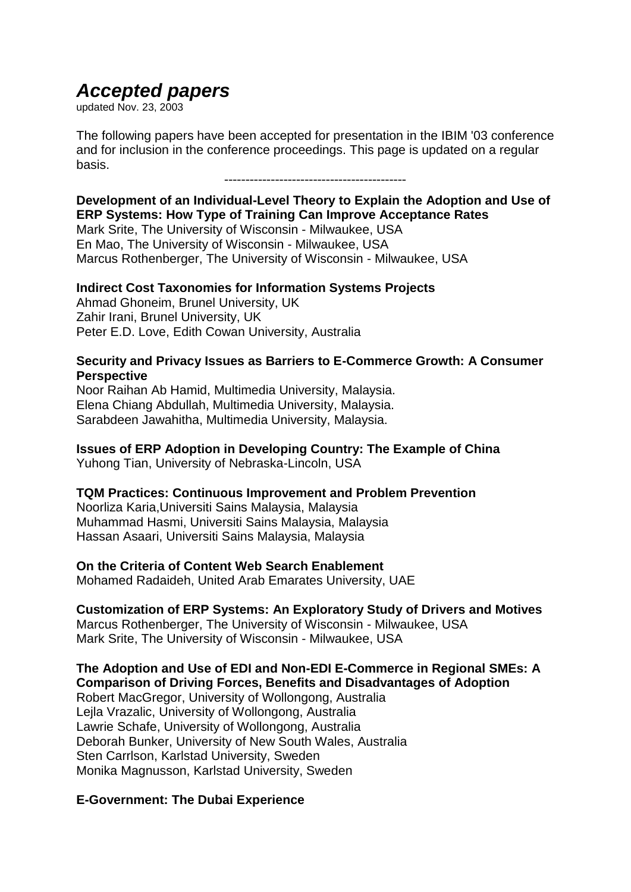# *Accepted papers*

updated Nov. 23, 2003

The following papers have been accepted for presentation in the IBIM '03 conference and for inclusion in the conference proceedings. This page is updated on a regular basis.

--------------------------------------------

**Development of an Individual-Level Theory to Explain the Adoption and Use of ERP Systems: How Type of Training Can Improve Acceptance Rates**
Mark Srite, The University of Wisconsin - Milwaukee, USA
En Mao, The University of Wisconsin - Milwaukee, USA
Marcus Rothenberger, The University of Wisconsin - Milwaukee, USA

**Indirect Cost Taxonomies for Information Systems Projects**
Ahmad Ghoneim, Brunel University, UK
Zahir Irani, Brunel University, UK
Peter E.D. Love, Edith Cowan University, Australia

**Security and Privacy Issues as Barriers to E-Commerce Growth: A Consumer Perspective**
Noor Raihan Ab Hamid, Multimedia University, Malaysia.
Elena Chiang Abdullah, Multimedia University, Malaysia.
Sarabdeen Jawahitha, Multimedia University, Malaysia.

**Issues of ERP Adoption in Developing Country: The Example of China**
Yuhong Tian, University of Nebraska-Lincoln, USA

**TQM Practices: Continuous Improvement and Problem Prevention**
Noorliza Karia,Universiti Sains Malaysia, Malaysia
Muhammad Hasmi, Universiti Sains Malaysia, Malaysia
Hassan Asaari, Universiti Sains Malaysia, Malaysia

**On the Criteria of Content Web Search Enablement**
Mohamed Radaideh, United Arab Emarates University, UAE

**Customization of ERP Systems: An Exploratory Study of Drivers and Motives**
Marcus Rothenberger, The University of Wisconsin - Milwaukee, USA
Mark Srite, The University of Wisconsin - Milwaukee, USA

**The Adoption and Use of EDI and Non-EDI E-Commerce in Regional SMEs: A Comparison of Driving Forces, Benefits and Disadvantages of Adoption**
Robert MacGregor, University of Wollongong, Australia
Lejla Vrazalic, University of Wollongong, Australia
Lawrie Schafe, University of Wollongong, Australia
Deborah Bunker, University of New South Wales, Australia
Sten Carrlson, Karlstad University, Sweden
Monika Magnusson, Karlstad University, Sweden

**E-Government: The Dubai Experience**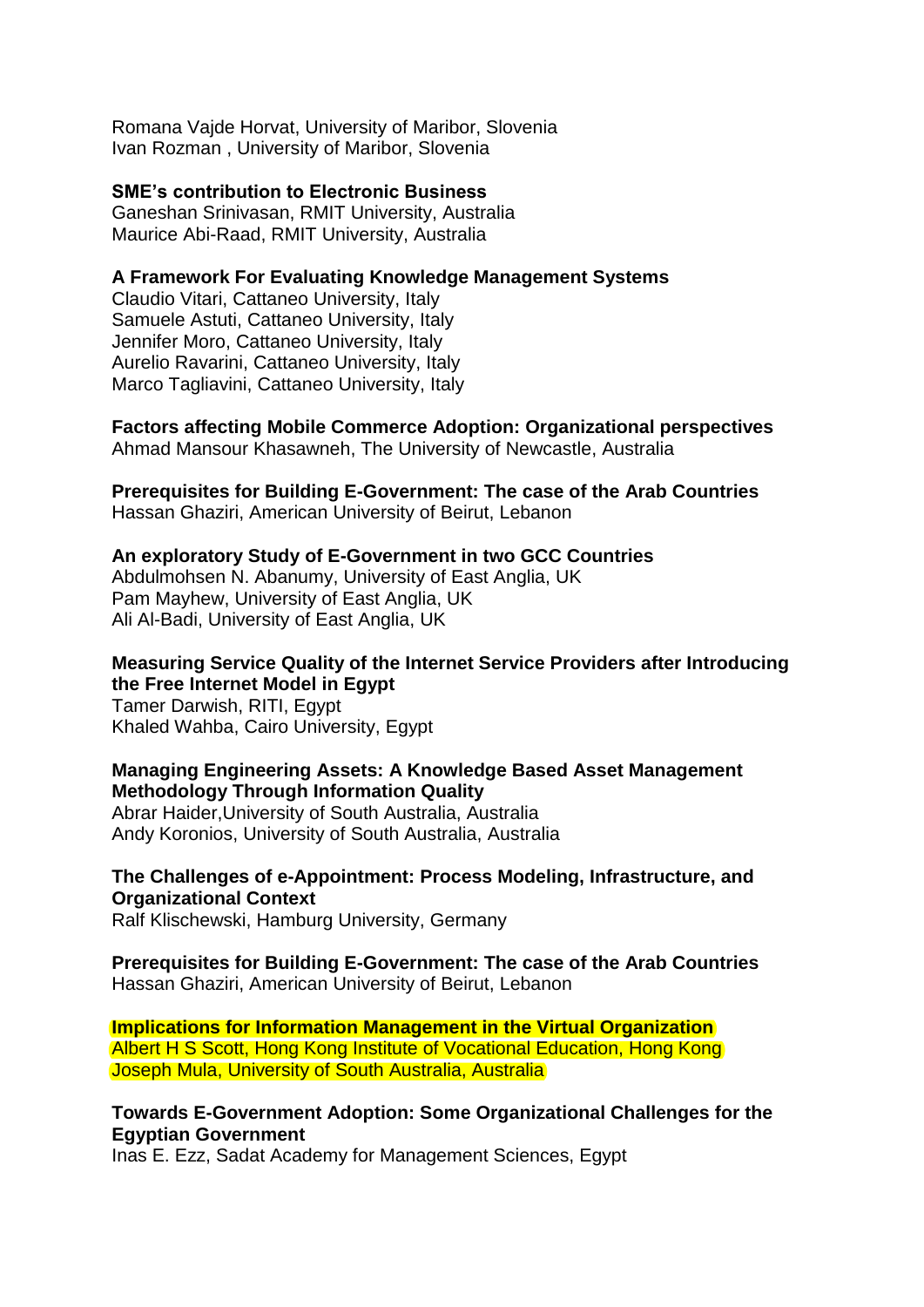Romana Vajde Horvat, University of Maribor, Slovenia
Ivan Rozman , University of Maribor, Slovenia

**SME's contribution to Electronic Business**
Ganeshan Srinivasan, RMIT University, Australia
Maurice Abi-Raad, RMIT University, Australia

**A Framework For Evaluating Knowledge Management Systems**
Claudio Vitari, Cattaneo University, Italy
Samuele Astuti, Cattaneo University, Italy
Jennifer Moro, Cattaneo University, Italy
Aurelio Ravarini, Cattaneo University, Italy
Marco Tagliavini, Cattaneo University, Italy

**Factors affecting Mobile Commerce Adoption: Organizational perspectives**
Ahmad Mansour Khasawneh, The University of Newcastle, Australia

**Prerequisites for Building E-Government: The case of the Arab Countries**
Hassan Ghaziri, American University of Beirut, Lebanon

**An exploratory Study of E-Government in two GCC Countries**
Abdulmohsen N. Abanumy, University of East Anglia, UK
Pam Mayhew, University of East Anglia, UK
Ali Al-Badi, University of East Anglia, UK

**Measuring Service Quality of the Internet Service Providers after Introducing the Free Internet Model in Egypt**
Tamer Darwish, RITI, Egypt
Khaled Wahba, Cairo University, Egypt

**Managing Engineering Assets: A Knowledge Based Asset Management Methodology Through Information Quality**
Abrar Haider,University of South Australia, Australia
Andy Koronios, University of South Australia, Australia

**The Challenges of e-Appointment: Process Modeling, Infrastructure, and Organizational Context**
Ralf Klischewski, Hamburg University, Germany

**Prerequisites for Building E-Government: The case of the Arab Countries**
Hassan Ghaziri, American University of Beirut, Lebanon

**Implications for Information Management in the Virtual Organization**
Albert H S Scott, Hong Kong Institute of Vocational Education, Hong Kong
Joseph Mula, University of South Australia, Australia

**Towards E-Government Adoption: Some Organizational Challenges for the Egyptian Government**
Inas E. Ezz, Sadat Academy for Management Sciences, Egypt